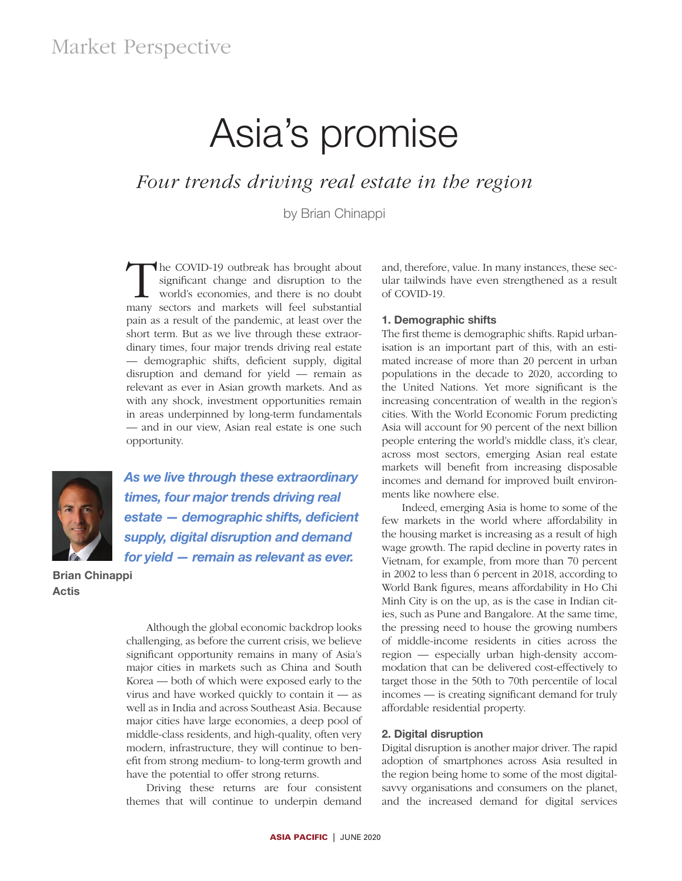Market Perspective

# Asia's promise

## *Four trends driving real estate in the region*

by Brian Chinappi

The COVID-19 outbreak has brought about significant change and disruption to the world's economies, and there is no doubt many sectors and markets will feel substantial pain as a result of the pandemic, at least over the short term. But as we live through these extraordinary times, four major trends driving real estate — demographic shifts, deficient supply, digital disruption and demand for yield — remain as relevant as ever in Asian growth markets. And as with any shock, investment opportunities remain in areas underpinned by long-term fundamentals — and in our view, Asian real estate is one such opportunity.

***As we live through these extraordinary times, four major trends driving real estate — demographic shifts, deficient supply, digital disruption and demand for yield — remain as relevant as ever.***

**Brian Chinappi**
**Actis**

Although the global economic backdrop looks challenging, as before the current crisis, we believe significant opportunity remains in many of Asia's major cities in markets such as China and South Korea — both of which were exposed early to the virus and have worked quickly to contain it — as well as in India and across Southeast Asia. Because major cities have large economies, a deep pool of middle-class residents, and high-quality, often very modern, infrastructure, they will continue to benefit from strong medium- to long-term growth and have the potential to offer strong returns.

Driving these returns are four consistent themes that will continue to underpin demand and, therefore, value. In many instances, these secular tailwinds have even strengthened as a result of COVID-19.

### 1. Demographic shifts

The first theme is demographic shifts. Rapid urbanisation is an important part of this, with an estimated increase of more than 20 percent in urban populations in the decade to 2020, according to the United Nations. Yet more significant is the increasing concentration of wealth in the region's cities. With the World Economic Forum predicting Asia will account for 90 percent of the next billion people entering the world's middle class, it's clear, across most sectors, emerging Asian real estate markets will benefit from increasing disposable incomes and demand for improved built environments like nowhere else.

Indeed, emerging Asia is home to some of the few markets in the world where affordability in the housing market is increasing as a result of high wage growth. The rapid decline in poverty rates in Vietnam, for example, from more than 70 percent in 2002 to less than 6 percent in 2018, according to World Bank figures, means affordability in Ho Chi Minh City is on the up, as is the case in Indian cities, such as Pune and Bangalore. At the same time, the pressing need to house the growing numbers of middle-income residents in cities across the region — especially urban high-density accommodation that can be delivered cost-effectively to target those in the 50th to 70th percentile of local incomes — is creating significant demand for truly affordable residential property.

### 2. Digital disruption

Digital disruption is another major driver. The rapid adoption of smartphones across Asia resulted in the region being home to some of the most digital-savvy organisations and consumers on the planet, and the increased demand for digital services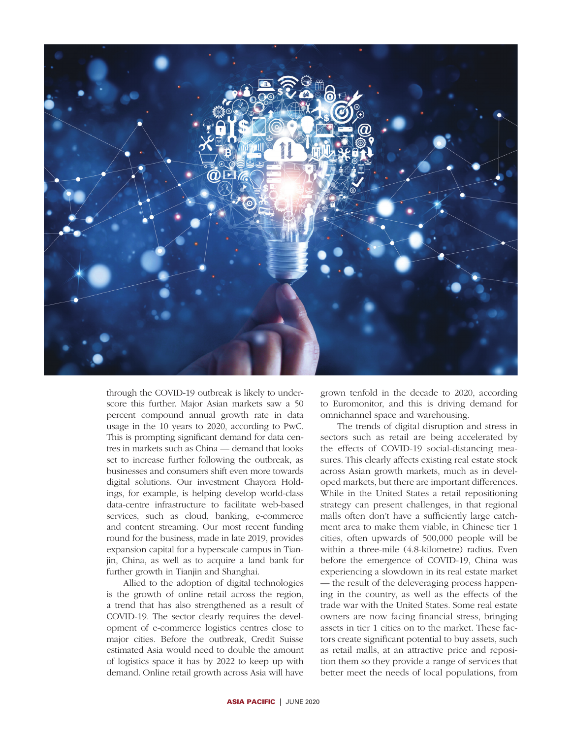through the COVID-19 outbreak is likely to underscore this further. Major Asian markets saw a 50 percent compound annual growth rate in data usage in the 10 years to 2020, according to PwC. This is prompting significant demand for data centres in markets such as China — demand that looks set to increase further following the outbreak, as businesses and consumers shift even more towards digital solutions. Our investment Chayora Holdings, for example, is helping develop world-class data-centre infrastructure to facilitate web-based services, such as cloud, banking, e-commerce and content streaming. Our most recent funding round for the business, made in late 2019, provides expansion capital for a hyperscale campus in Tianjin, China, as well as to acquire a land bank for further growth in Tianjin and Shanghai.

Allied to the adoption of digital technologies is the growth of online retail across the region, a trend that has also strengthened as a result of COVID-19. The sector clearly requires the development of e-commerce logistics centres close to major cities. Before the outbreak, Credit Suisse estimated Asia would need to double the amount of logistics space it has by 2022 to keep up with demand. Online retail growth across Asia will have grown tenfold in the decade to 2020, according to Euromonitor, and this is driving demand for omnichannel space and warehousing.

The trends of digital disruption and stress in sectors such as retail are being accelerated by the effects of COVID-19 social-distancing measures. This clearly affects existing real estate stock across Asian growth markets, much as in developed markets, but there are important differences. While in the United States a retail repositioning strategy can present challenges, in that regional malls often don't have a sufficiently large catchment area to make them viable, in Chinese tier 1 cities, often upwards of 500,000 people will be within a three-mile (4.8-kilometre) radius. Even before the emergence of COVID-19, China was experiencing a slowdown in its real estate market — the result of the deleveraging process happening in the country, as well as the effects of the trade war with the United States. Some real estate owners are now facing financial stress, bringing assets in tier 1 cities on to the market. These factors create significant potential to buy assets, such as retail malls, at an attractive price and reposition them so they provide a range of services that better meet the needs of local populations, from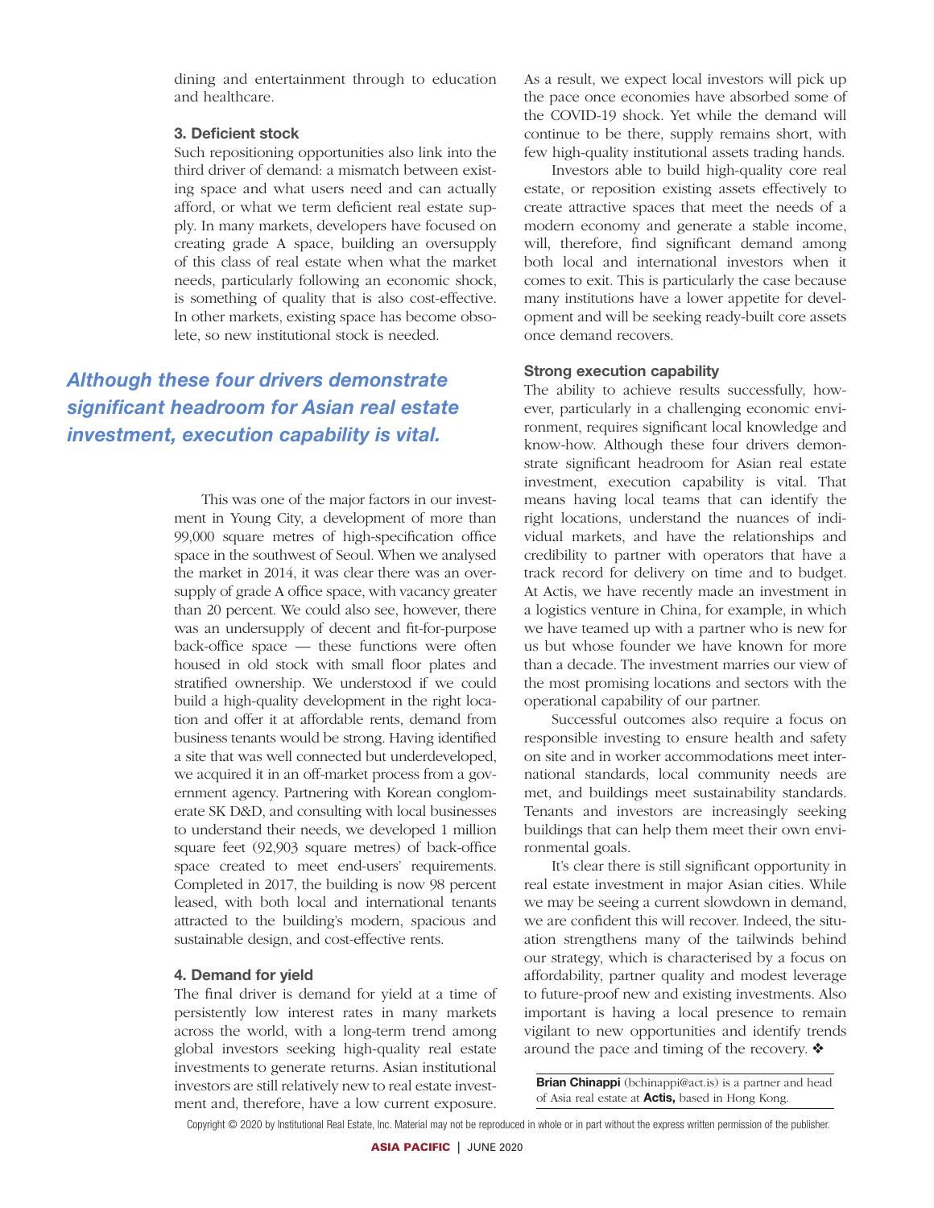dining and entertainment through to education and healthcare.

### 3. Deficient stock

Such repositioning opportunities also link into the third driver of demand: a mismatch between existing space and what users need and can actually afford, or what we term deficient real estate supply. In many markets, developers have focused on creating grade A space, building an oversupply of this class of real estate when what the market needs, particularly following an economic shock, is something of quality that is also cost-effective. In other markets, existing space has become obsolete, so new institutional stock is needed.

***Although these four drivers demonstrate significant headroom for Asian real estate investment, execution capability is vital.***

This was one of the major factors in our investment in Young City, a development of more than 99,000 square metres of high-specification office space in the southwest of Seoul. When we analysed the market in 2014, it was clear there was an oversupply of grade A office space, with vacancy greater than 20 percent. We could also see, however, there was an undersupply of decent and fit-for-purpose back-office space — these functions were often housed in old stock with small floor plates and stratified ownership. We understood if we could build a high-quality development in the right location and offer it at affordable rents, demand from business tenants would be strong. Having identified a site that was well connected but underdeveloped, we acquired it in an off-market process from a government agency. Partnering with Korean conglomerate SK D&D, and consulting with local businesses to understand their needs, we developed 1 million square feet (92,903 square metres) of back-office space created to meet end-users' requirements. Completed in 2017, the building is now 98 percent leased, with both local and international tenants attracted to the building's modern, spacious and sustainable design, and cost-effective rents.

### 4. Demand for yield

The final driver is demand for yield at a time of persistently low interest rates in many markets across the world, with a long-term trend among global investors seeking high-quality real estate investments to generate returns. Asian institutional investors are still relatively new to real estate investment and, therefore, have a low current exposure. As a result, we expect local investors will pick up the pace once economies have absorbed some of the COVID-19 shock. Yet while the demand will continue to be there, supply remains short, with few high-quality institutional assets trading hands.

Investors able to build high-quality core real estate, or reposition existing assets effectively to create attractive spaces that meet the needs of a modern economy and generate a stable income, will, therefore, find significant demand among both local and international investors when it comes to exit. This is particularly the case because many institutions have a lower appetite for development and will be seeking ready-built core assets once demand recovers.

### Strong execution capability

The ability to achieve results successfully, however, particularly in a challenging economic environment, requires significant local knowledge and know-how. Although these four drivers demonstrate significant headroom for Asian real estate investment, execution capability is vital. That means having local teams that can identify the right locations, understand the nuances of individual markets, and have the relationships and credibility to partner with operators that have a track record for delivery on time and to budget. At Actis, we have recently made an investment in a logistics venture in China, for example, in which we have teamed up with a partner who is new for us but whose founder we have known for more than a decade. The investment marries our view of the most promising locations and sectors with the operational capability of our partner.

Successful outcomes also require a focus on responsible investing to ensure health and safety on site and in worker accommodations meet international standards, local community needs are met, and buildings meet sustainability standards. Tenants and investors are increasingly seeking buildings that can help them meet their own environmental goals.

It's clear there is still significant opportunity in real estate investment in major Asian cities. While we may be seeing a current slowdown in demand, we are confident this will recover. Indeed, the situation strengthens many of the tailwinds behind our strategy, which is characterised by a focus on affordability, partner quality and modest leverage to future-proof new and existing investments. Also important is having a local presence to remain vigilant to new opportunities and identify trends around the pace and timing of the recovery. ❖

**Brian Chinappi** (bchinappi@act.is) is a partner and head of Asia real estate at **Actis,** based in Hong Kong.

Copyright © 2020 by Institutional Real Estate, Inc. Material may not be reproduced in whole or in part without the express written permission of the publisher.